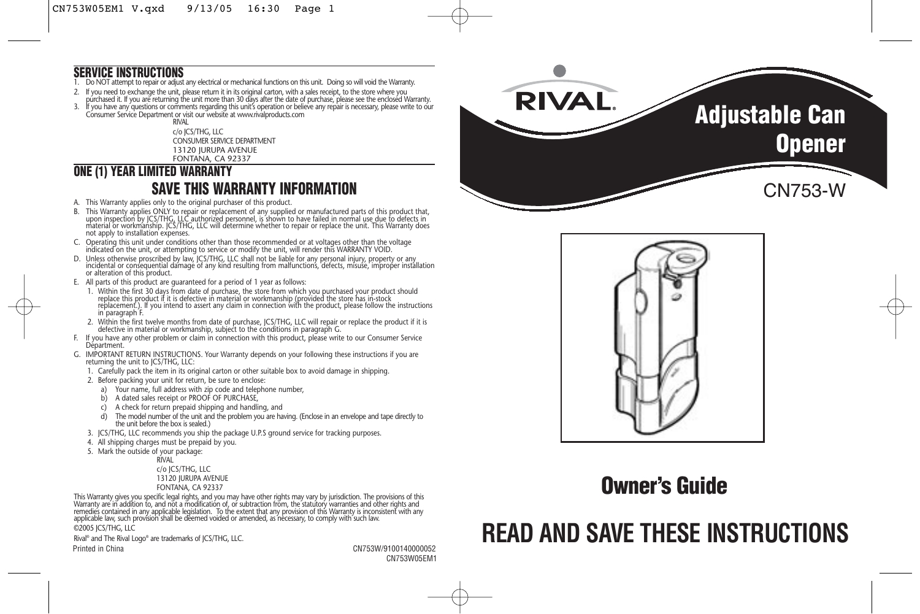## SERVICE INSTRUCTIONS

1. Do NOT attempt to repair or adjust any electrical or mechanical functions on this unit. Doing so will void the Warranty.
2. If you need to exchange the unit, please return it in its original carton, with a sales receipt, to the store where you purchased it. If you are returning the unit more than 30 days after the date of purchase, please see the enclosed Warranty.
3. If you have any questions or comments regarding this unit's operation or believe any repair is necessary, please write to our Consumer Service Department or visit our website at www.rivalproducts.com

RIVAL
c/o JCS/THG, LLC
CONSUMER SERVICE DEPARTMENT
13120 JURUPA AVENUE
FONTANA, CA 92337

## ONE (1) YEAR LIMITED WARRANTY

## SAVE THIS WARRANTY INFORMATION

A. This Warranty applies only to the original purchaser of this product.

B. This Warranty applies ONLY to repair or replacement of any supplied or manufactured parts of this product that, upon inspection by JCS/THG, LLC authorized personnel, is shown to have failed in normal use due to defects in material or workmanship. JCS/THG, LLC will determine whether to repair or replace the unit. This Warranty does not apply to installation expenses.

C. Operating this unit under conditions other than those recommended or at voltages other than the voltage indicated on the unit, or attempting to service or modify the unit, will render this WARRANTY VOID.

D. Unless otherwise proscribed by law, JCS/THG, LLC shall not be liable for any personal injury, property or any incidental or consequential damage of any kind resulting from malfunctions, defects, misuse, improper installation or alteration of this product.

E. All parts of this product are guaranteed for a period of 1 year as follows:
   1. Within the first 30 days from date of purchase, the store from which you purchased your product should replace this product if it is defective in material or workmanship (provided the store has in-stock replacement.). If you intend to assert any claim in connection with the product, please follow the instructions in paragraph F.
   2. Within the first twelve months from date of purchase, JCS/THG, LLC will repair or replace the product if it is defective in material or workmanship, subject to the conditions in paragraph G.

F. If you have any other problem or claim in connection with this product, please write to our Consumer Service Department.

G. IMPORTANT RETURN INSTRUCTIONS. Your Warranty depends on your following these instructions if you are returning the unit to JCS/THG, LLC:
   1. Carefully pack the item in its original carton or other suitable box to avoid damage in shipping.
   2. Before packing your unit for return, be sure to enclose:
      a) Your name, full address with zip code and telephone number,
      b) A dated sales receipt or PROOF OF PURCHASE,
      c) A check for return prepaid shipping and handling, and
      d) The model number of the unit and the problem you are having. (Enclose in an envelope and tape directly to the unit before the box is sealed.)
   3. JCS/THG, LLC recommends you ship the package U.P.S ground service for tracking purposes.
   4. All shipping charges must be prepaid by you.
   5. Mark the outside of your package:

      RIVAL
      c/o JCS/THG, LLC
      13120 JURUPA AVENUE
      FONTANA, CA 92337

This Warranty gives you specific legal rights, and you may have other rights may vary by jurisdiction. The provisions of this Warranty are in addition to, and not a modification of, or subtraction from, the statutory warranties and other rights and remedies contained in any applicable legislation. To the extent that any provision of this Warranty is inconsistent with any applicable law, such provision shall be deemed voided or amended, as necessary, to comply with such law.

©2005 JCS/THG, LLC

Rival® and The Rival Logo® are trademarks of JCS/THG, LLC.

Printed in China

CN753W/9100140000052
CN753W05EM1

RIVAL®

# Adjustable Can Opener

CN753-W

# Owner's Guide

# READ AND SAVE THESE INSTRUCTIONS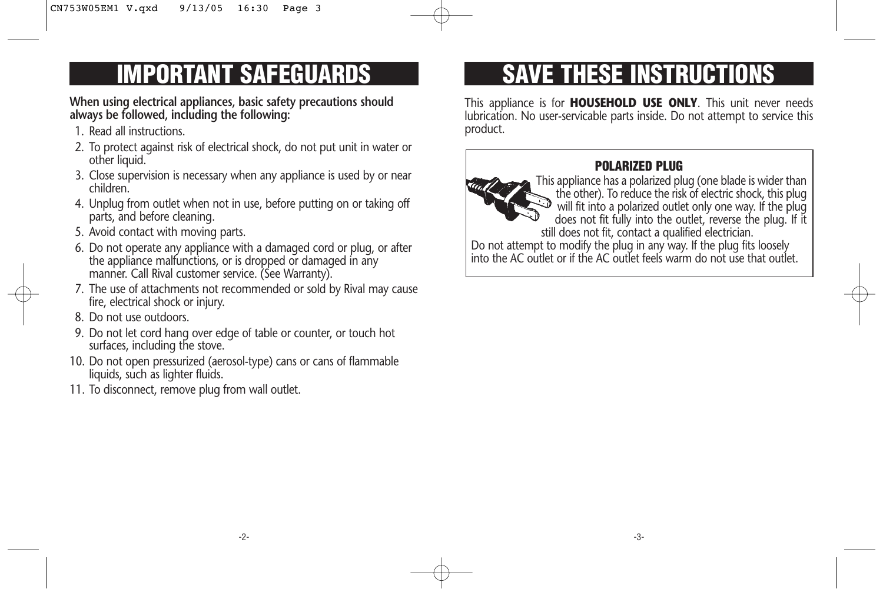# IMPORTANT SAFEGUARDS

**When using electrical appliances, basic safety precautions should always be followed, including the following:**

1. Read all instructions.
2. To protect against risk of electrical shock, do not put unit in water or other liquid.
3. Close supervision is necessary when any appliance is used by or near children.
4. Unplug from outlet when not in use, before putting on or taking off parts, and before cleaning.
5. Avoid contact with moving parts.
6. Do not operate any appliance with a damaged cord or plug, or after the appliance malfunctions, or is dropped or damaged in any manner. Call Rival customer service. (See Warranty).
7. The use of attachments not recommended or sold by Rival may cause fire, electrical shock or injury.
8. Do not use outdoors.
9. Do not let cord hang over edge of table or counter, or touch hot surfaces, including the stove.
10. Do not open pressurized (aerosol-type) cans or cans of flammable liquids, such as lighter fluids.
11. To disconnect, remove plug from wall outlet.

# SAVE THESE INSTRUCTIONS

This appliance is for **HOUSEHOLD USE ONLY**. This unit never needs lubrication. No user-servicable parts inside. Do not attempt to service this product.

**POLARIZED PLUG**

This appliance has a polarized plug (one blade is wider than the other). To reduce the risk of electric shock, this plug will fit into a polarized outlet only one way. If the plug does not fit fully into the outlet, reverse the plug. If it still does not fit, contact a qualified electrician. Do not attempt to modify the plug in any way. If the plug fits loosely into the AC outlet or if the AC outlet feels warm do not use that outlet.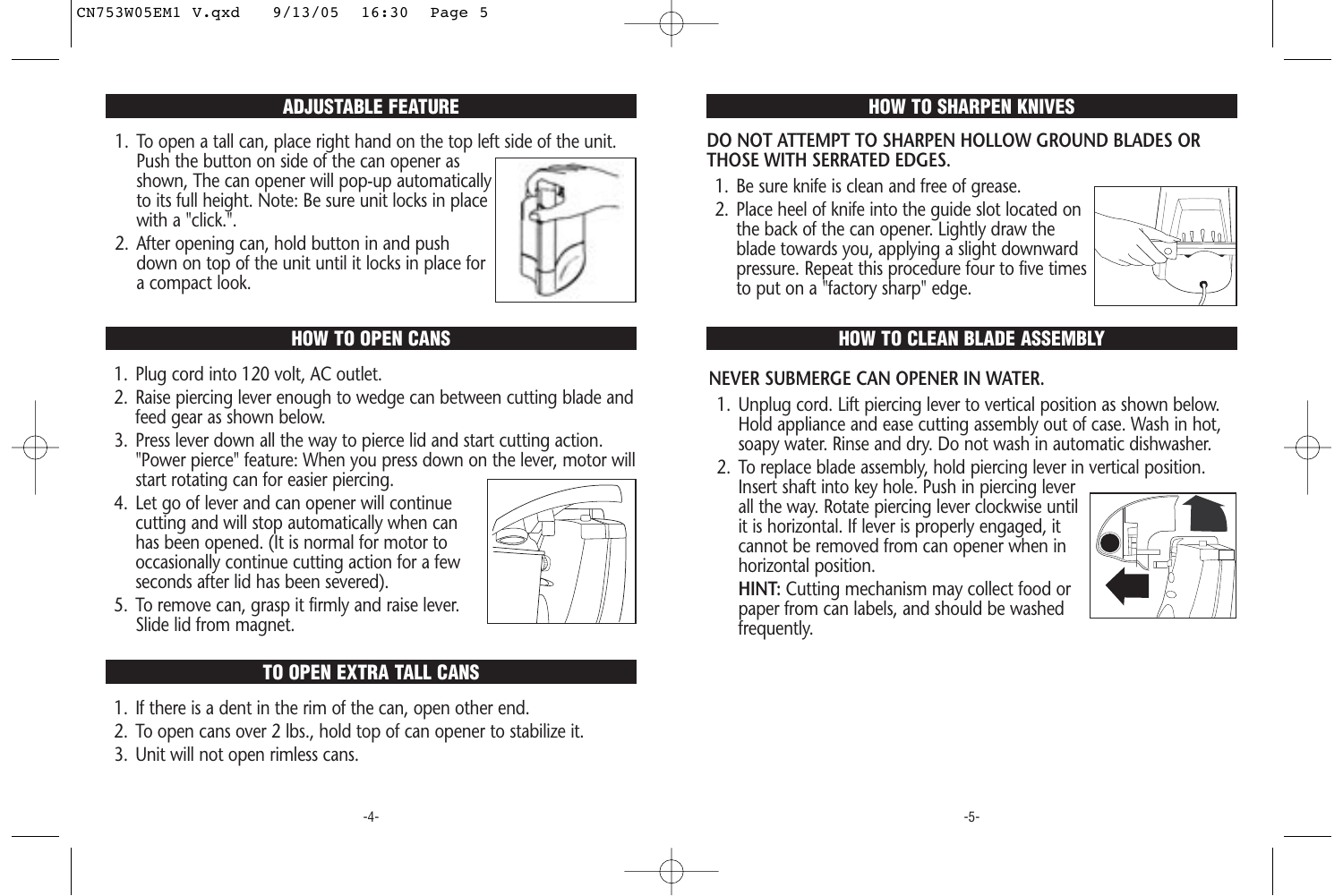## ADJUSTABLE FEATURE

1. To open a tall can, place right hand on the top left side of the unit. Push the button on side of the can opener as shown, The can opener will pop-up automatically to its full height. Note: Be sure unit locks in place with a "click.".
2. After opening can, hold button in and push down on top of the unit until it locks in place for a compact look.

## HOW TO OPEN CANS

1. Plug cord into 120 volt, AC outlet.
2. Raise piercing lever enough to wedge can between cutting blade and feed gear as shown below.
3. Press lever down all the way to pierce lid and start cutting action. "Power pierce" feature: When you press down on the lever, motor will start rotating can for easier piercing.
4. Let go of lever and can opener will continue cutting and will stop automatically when can has been opened. (It is normal for motor to occasionally continue cutting action for a few seconds after lid has been severed).
5. To remove can, grasp it firmly and raise lever. Slide lid from magnet.

## TO OPEN EXTRA TALL CANS

1. If there is a dent in the rim of the can, open other end.
2. To open cans over 2 lbs., hold top of can opener to stabilize it.
3. Unit will not open rimless cans.

## HOW TO SHARPEN KNIVES

**DO NOT ATTEMPT TO SHARPEN HOLLOW GROUND BLADES OR THOSE WITH SERRATED EDGES.**

1. Be sure knife is clean and free of grease.
2. Place heel of knife into the guide slot located on the back of the can opener. Lightly draw the blade towards you, applying a slight downward pressure. Repeat this procedure four to five times to put on a "factory sharp" edge.

## HOW TO CLEAN BLADE ASSEMBLY

**NEVER SUBMERGE CAN OPENER IN WATER.**

1. Unplug cord. Lift piercing lever to vertical position as shown below. Hold appliance and ease cutting assembly out of case. Wash in hot, soapy water. Rinse and dry. Do not wash in automatic dishwasher.
2. To replace blade assembly, hold piercing lever in vertical position. Insert shaft into key hole. Push in piercing lever all the way. Rotate piercing lever clockwise until it is horizontal. If lever is properly engaged, it cannot be removed from can opener when in horizontal position.

   **HINT:** Cutting mechanism may collect food or paper from can labels, and should be washed frequently.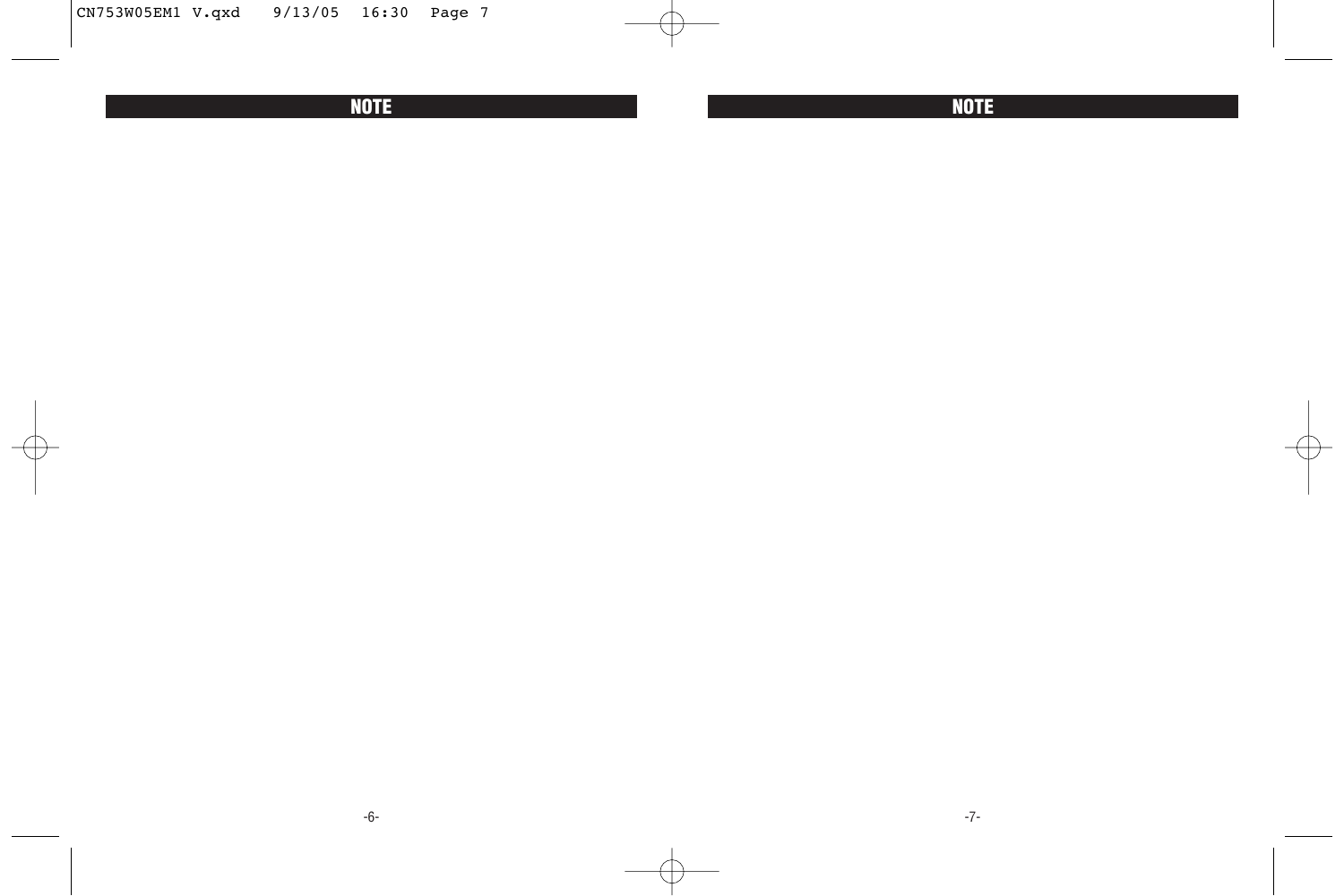## NOTE

## NOTE